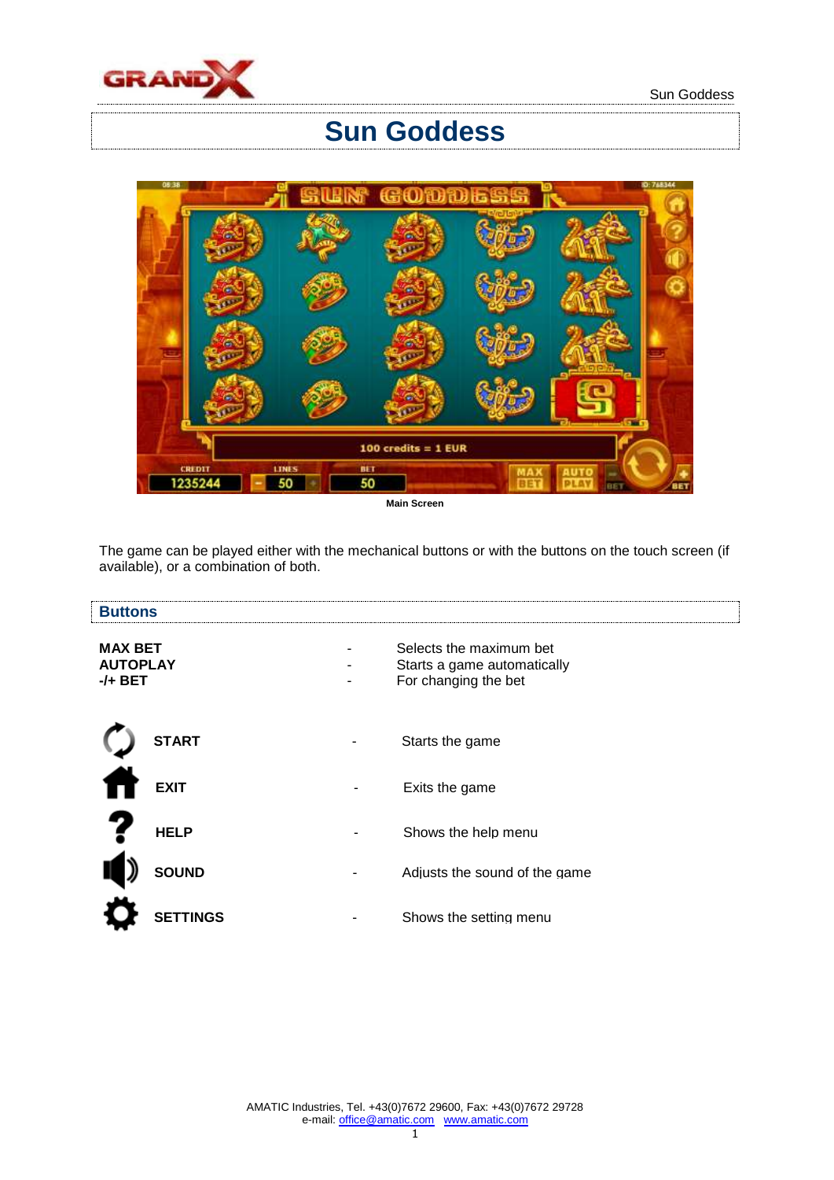# Sun Goddess

Main Screen

The game can be played either with the mechanical buttons or with the buttons on the touch screen (if available), or a combination of both.

## Buttons

| | | |
|---|---|---|
| **MAX BET** | - | Selects the maximum bet |
| **AUTOPLAY** | - | Starts a game automatically |
| **-/+ BET** | - | For changing the bet |

| | | |
|---|---|---|
| **START** | - | Starts the game |
| **EXIT** | - | Exits the game |
| **HELP** | - | Shows the help menu |
| **SOUND** | - | Adjusts the sound of the game |
| **SETTINGS** | - | Shows the setting menu |

AMATIC Industries, Tel. +43(0)7672 29600, Fax: +43(0)7672 29728
e-mail: office@amatic.com www.amatic.com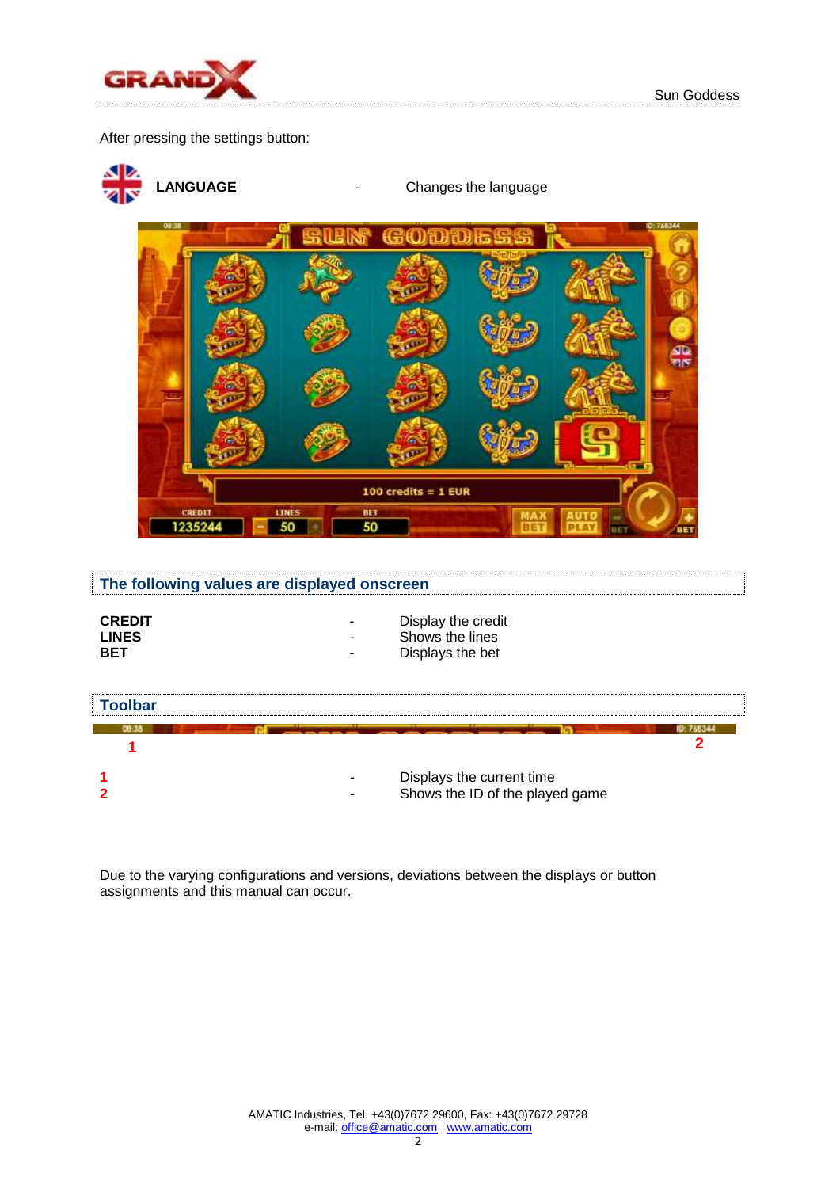After pressing the settings button:

**LANGUAGE** - Changes the language

## The following values are displayed onscreen

| | | |
|---|---|---|
| **CREDIT** | - | Display the credit |
| **LINES** | - | Shows the lines |
| **BET** | - | Displays the bet |

## Toolbar

| | | |
|---|---|---|
| **1** | - | Displays the current time |
| **2** | - | Shows the ID of the played game |

Due to the varying configurations and versions, deviations between the displays or button assignments and this manual can occur.

AMATIC Industries, Tel. +43(0)7672 29600, Fax: +43(0)7672 29728
e-mail: office@amatic.com www.amatic.com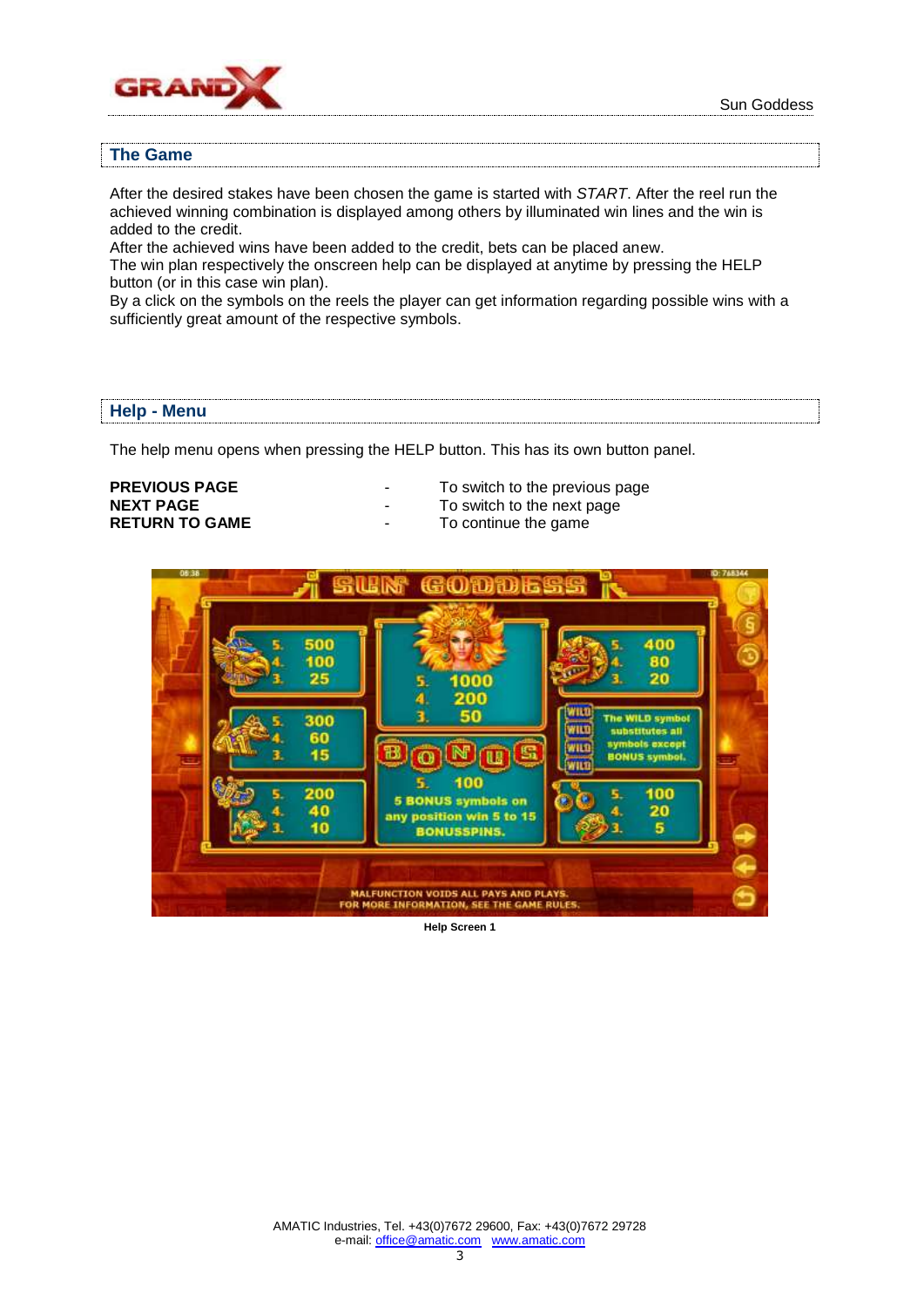## The Game

After the desired stakes have been chosen the game is started with *START*. After the reel run the achieved winning combination is displayed among others by illuminated win lines and the win is added to the credit.
After the achieved wins have been added to the credit, bets can be placed anew.
The win plan respectively the onscreen help can be displayed at anytime by pressing the HELP button (or in this case win plan).
By a click on the symbols on the reels the player can get information regarding possible wins with a sufficiently great amount of the respective symbols.

## Help - Menu

The help menu opens when pressing the HELP button. This has its own button panel.

| | | |
|---|---|---|
| **PREVIOUS PAGE** | - | To switch to the previous page |
| **NEXT PAGE** | - | To switch to the next page |
| **RETURN TO GAME** | - | To continue the game |

Help Screen 1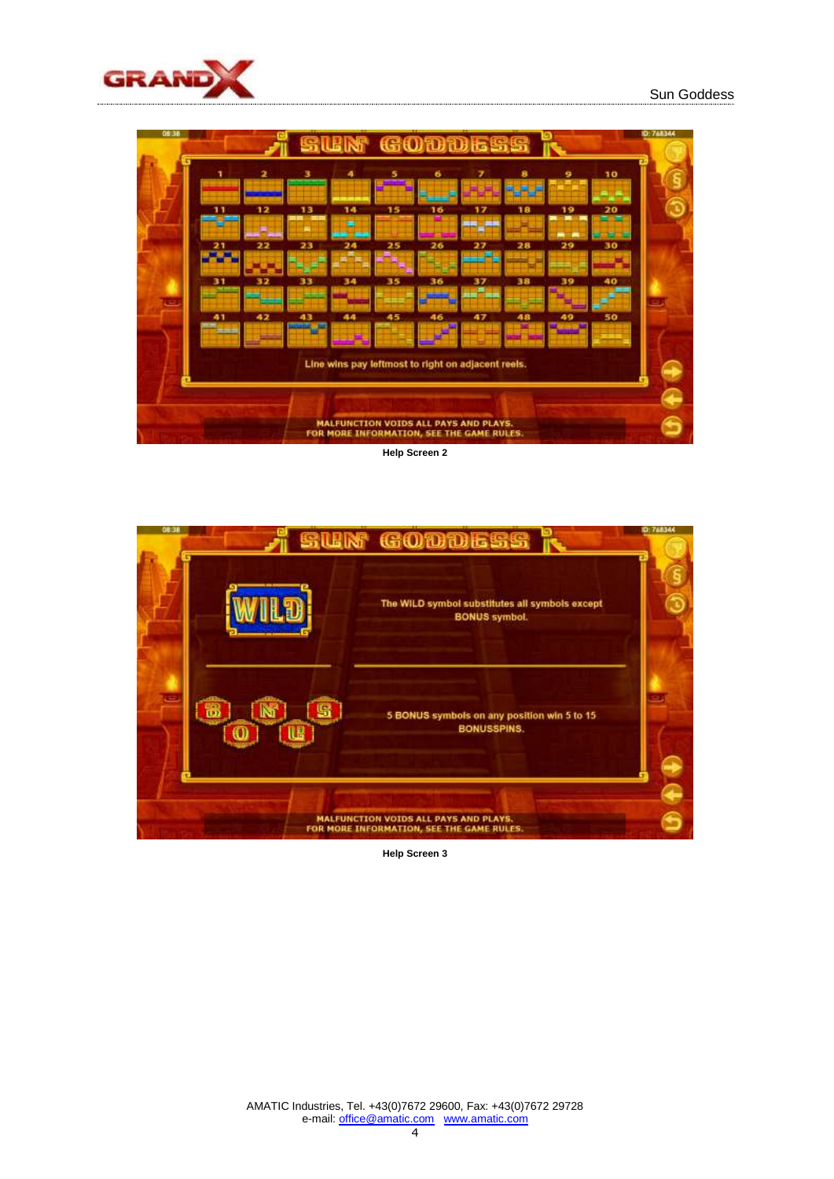SUN GODDESS

1 2 3 4 5 6 7 8 9 10
11 12 13 14 15 16 17 18 19 20
21 22 23 24 25 26 27 28 29 30
31 32 33 34 35 36 37 38 39 40
41 42 43 44 45 46 47 48 49 50

Line wins pay leftmost to right on adjacent reels.

MALFUNCTION VOIDS ALL PAYS AND PLAYS.
FOR MORE INFORMATION, SEE THE GAME RULES.

**Help Screen 2**

SUN GODDESS

WILD

The WILD symbol substitutes all symbols except BONUS symbol.

B N S O U

5 BONUS symbols on any position win 5 to 15 BONUSSPINS.

MALFUNCTION VOIDS ALL PAYS AND PLAYS.
FOR MORE INFORMATION, SEE THE GAME RULES.

**Help Screen 3**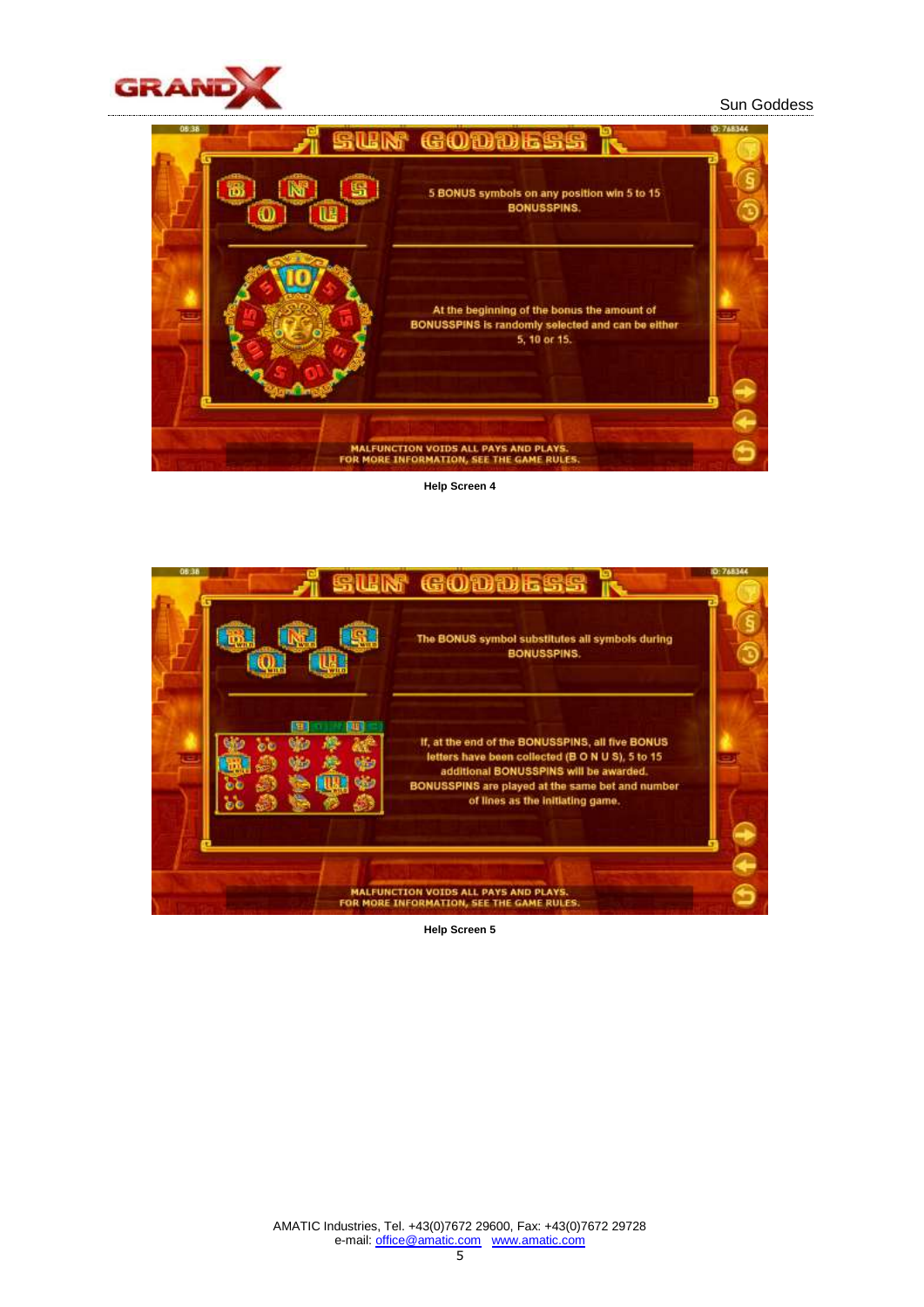SUN GODDESS

5 BONUS symbols on any position win 5 to 15 BONUSSPINS.

At the beginning of the bonus the amount of BONUSSPINS is randomly selected and can be either 5, 10 or 15.

MALFUNCTION VOIDS ALL PAYS AND PLAYS.
FOR MORE INFORMATION, SEE THE GAME RULES.

**Help Screen 4**

SUN GODDESS

The BONUS symbol substitutes all symbols during BONUSSPINS.

If, at the end of the BONUSSPINS, all five BONUS letters have been collected (B O N U S), 5 to 15 additional BONUSSPINS will be awarded.
BONUSSPINS are played at the same bet and number of lines as the initiating game.

MALFUNCTION VOIDS ALL PAYS AND PLAYS.
FOR MORE INFORMATION, SEE THE GAME RULES.

**Help Screen 5**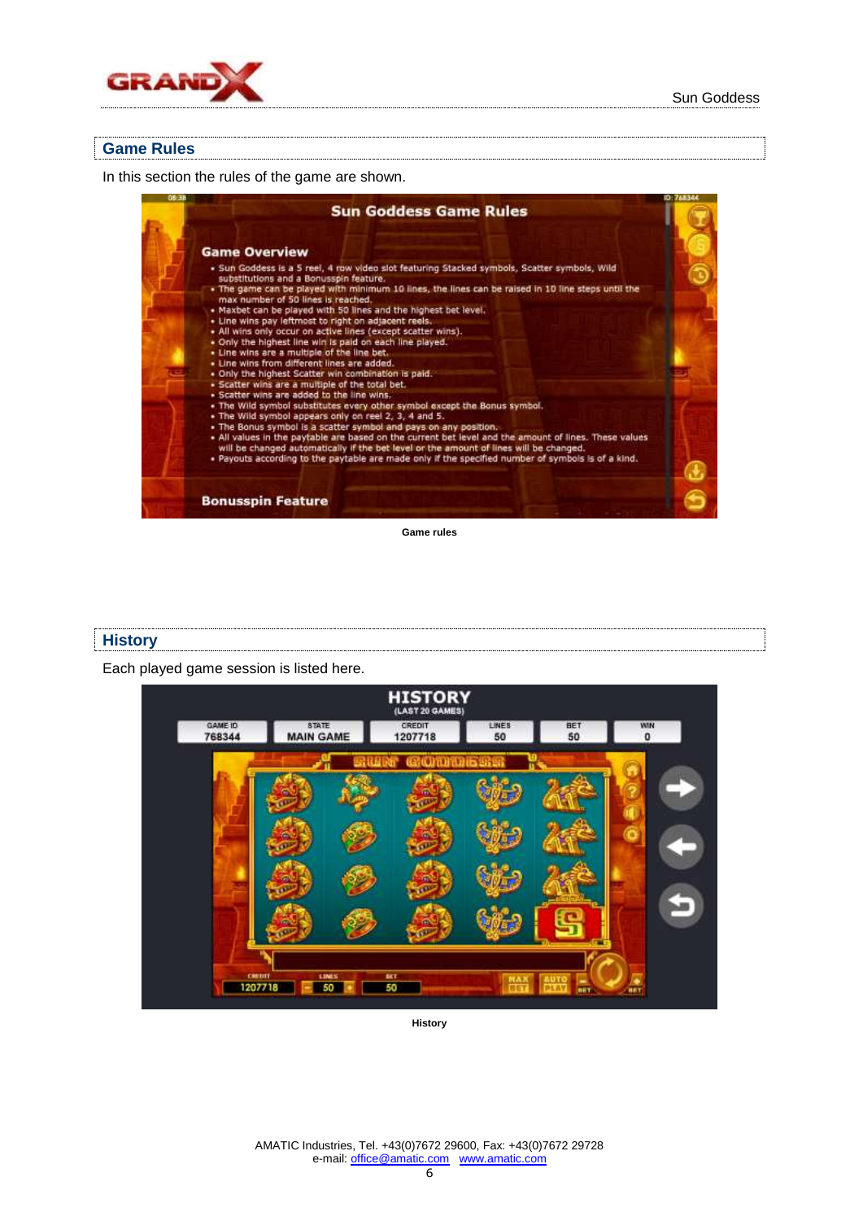## Game Rules

In this section the rules of the game are shown.

Game rules

## History

Each played game session is listed here.

History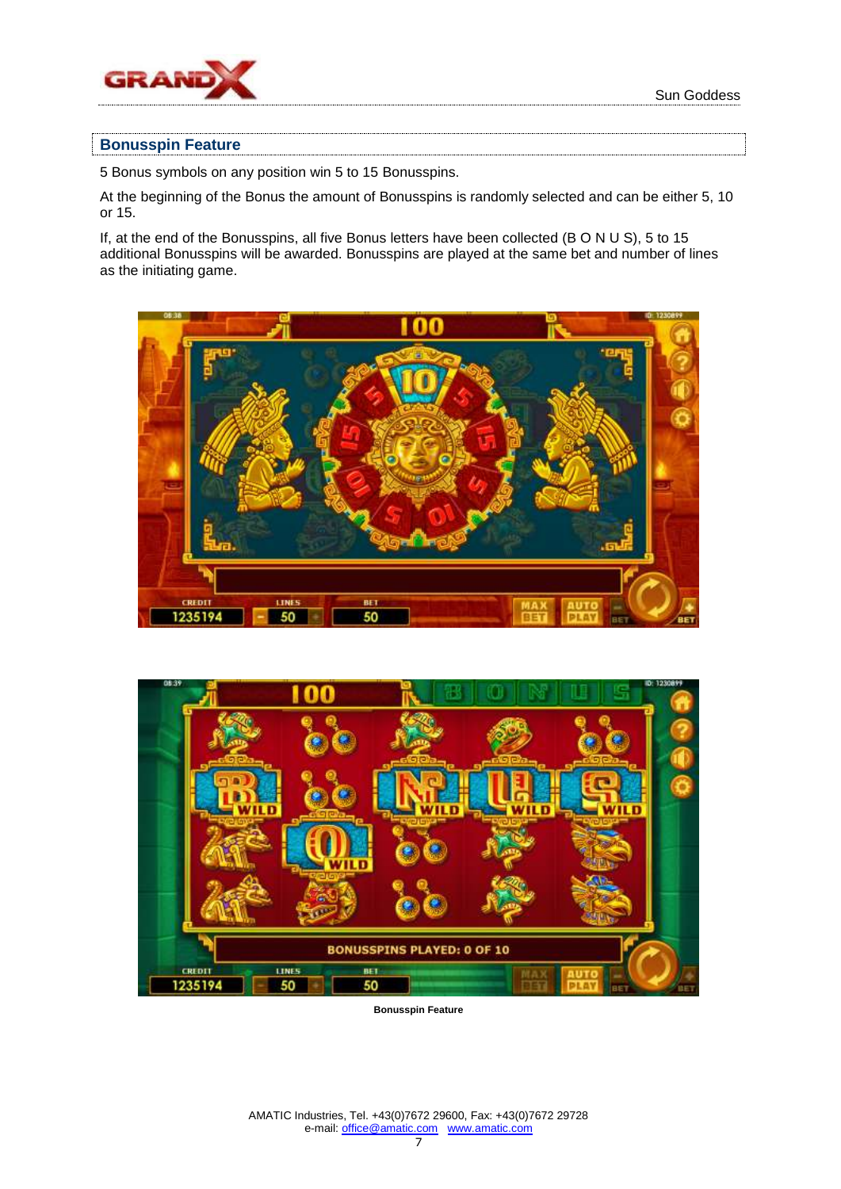## Bonusspin Feature

5 Bonus symbols on any position win 5 to 15 Bonusspins.

At the beginning of the Bonus the amount of Bonusspins is randomly selected and can be either 5, 10 or 15.

If, at the end of the Bonusspins, all five Bonus letters have been collected (B O N U S), 5 to 15 additional Bonusspins will be awarded. Bonusspins are played at the same bet and number of lines as the initiating game.

**Bonusspin Feature**